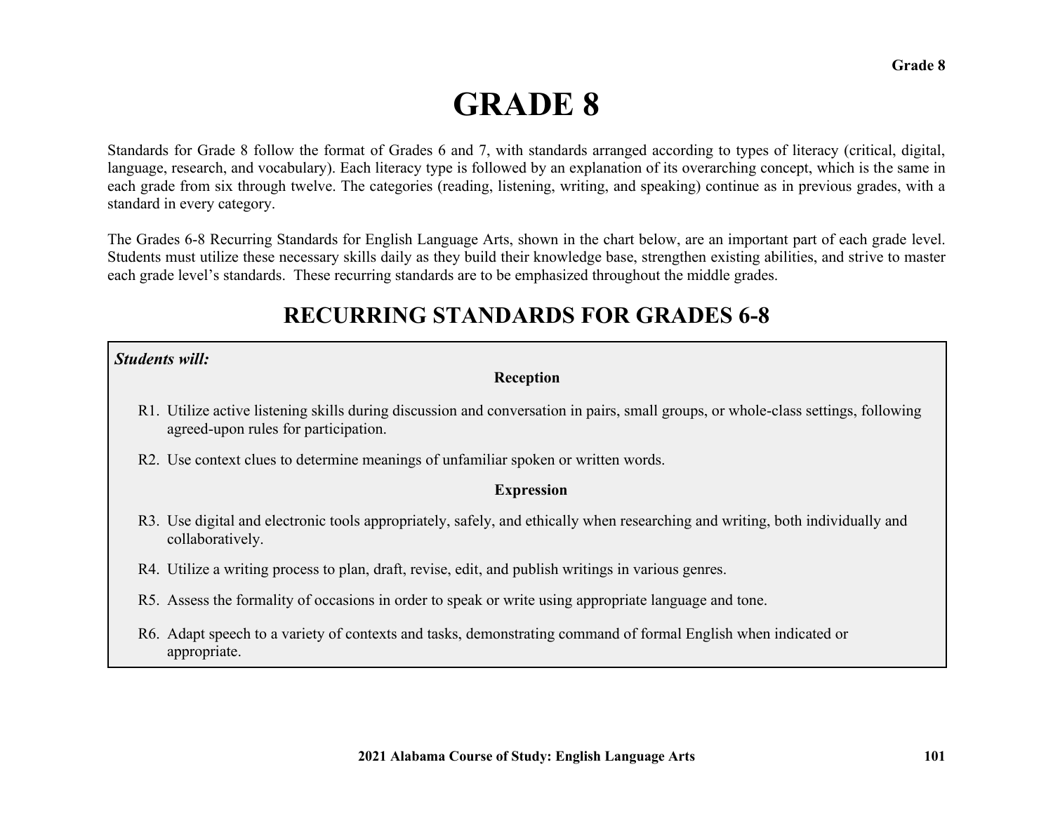# GRADE 8

Standards for Grade 8 follow the format of Grades 6 and 7, with standards arranged according to types of literacy (critical, digital, language, research, and vocabulary). Each literacy type is followed by an explanation of its overarching concept, which is the same in each grade from six through twelve. The categories (reading, listening, writing, and speaking) continue as in previous grades, with a standard in every category.

The Grades 6-8 Recurring Standards for English Language Arts, shown in the chart below, are an important part of each grade level. Students must utilize these necessary skills daily as they build their knowledge base, strengthen existing abilities, and strive to master each grade level's standards. These recurring standards are to be emphasized throughout the middle grades.

## RECURRING STANDARDS FOR GRADES 6-8

***Students will:***

**Reception**

R1. Utilize active listening skills during discussion and conversation in pairs, small groups, or whole-class settings, following agreed-upon rules for participation.

R2. Use context clues to determine meanings of unfamiliar spoken or written words.

**Expression**

R3. Use digital and electronic tools appropriately, safely, and ethically when researching and writing, both individually and collaboratively.

R4. Utilize a writing process to plan, draft, revise, edit, and publish writings in various genres.

R5. Assess the formality of occasions in order to speak or write using appropriate language and tone.

R6. Adapt speech to a variety of contexts and tasks, demonstrating command of formal English when indicated or appropriate.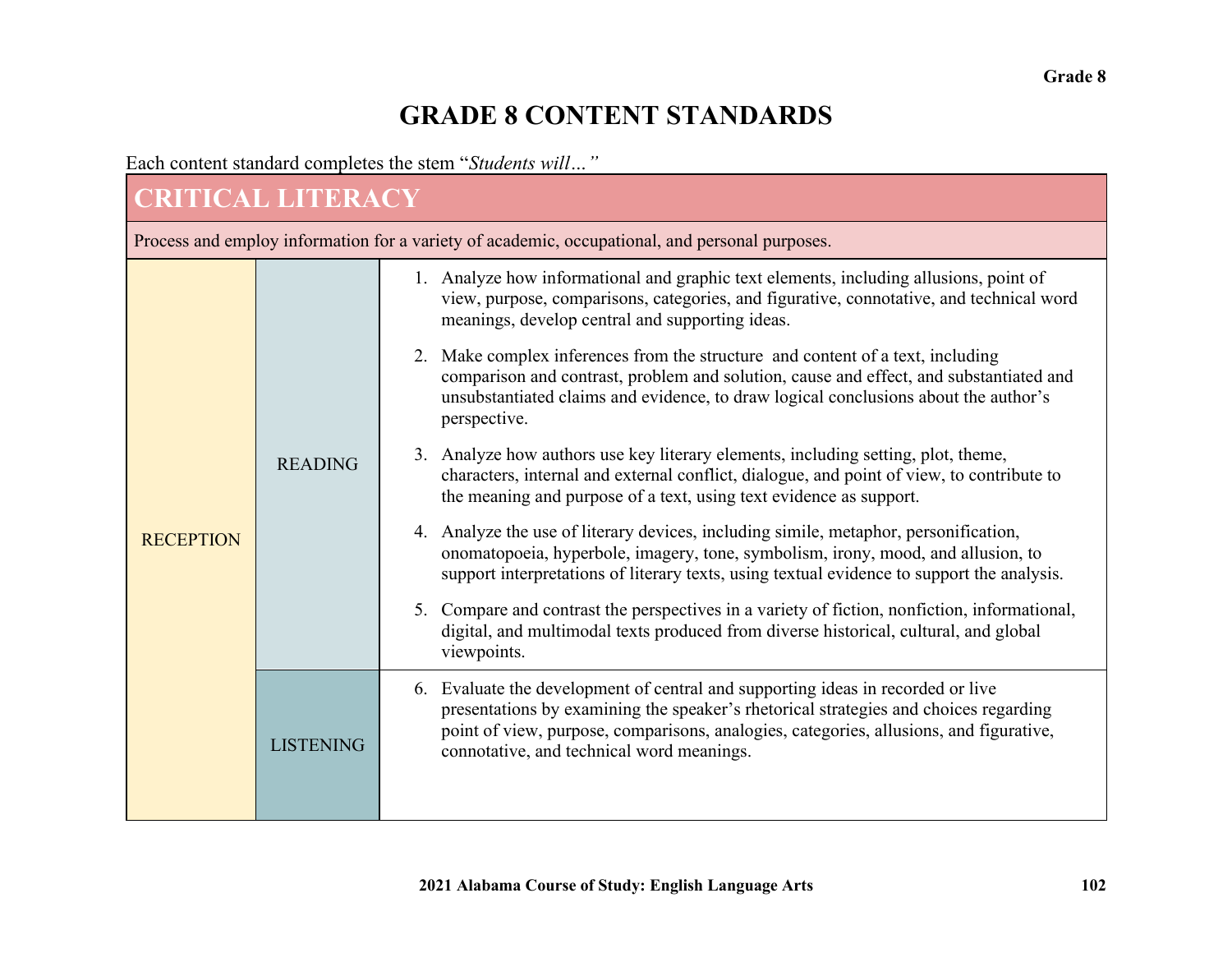# GRADE 8 CONTENT STANDARDS

Each content standard completes the stem "*Students will…*"

| CRITICAL LITERACY | | |
|---|---|---|
| Process and employ information for a variety of academic, occupational, and personal purposes. | | |
| RECEPTION | READING | 1. Analyze how informational and graphic text elements, including allusions, point of view, purpose, comparisons, categories, and figurative, connotative, and technical word meanings, develop central and supporting ideas. |
| | | 2. Make complex inferences from the structure and content of a text, including comparison and contrast, problem and solution, cause and effect, and substantiated and unsubstantiated claims and evidence, to draw logical conclusions about the author's perspective. |
| | | 3. Analyze how authors use key literary elements, including setting, plot, theme, characters, internal and external conflict, dialogue, and point of view, to contribute to the meaning and purpose of a text, using text evidence as support. |
| | | 4. Analyze the use of literary devices, including simile, metaphor, personification, onomatopoeia, hyperbole, imagery, tone, symbolism, irony, mood, and allusion, to support interpretations of literary texts, using textual evidence to support the analysis. |
| | | 5. Compare and contrast the perspectives in a variety of fiction, nonfiction, informational, digital, and multimodal texts produced from diverse historical, cultural, and global viewpoints. |
| | LISTENING | 6. Evaluate the development of central and supporting ideas in recorded or live presentations by examining the speaker's rhetorical strategies and choices regarding point of view, purpose, comparisons, analogies, categories, allusions, and figurative, connotative, and technical word meanings. |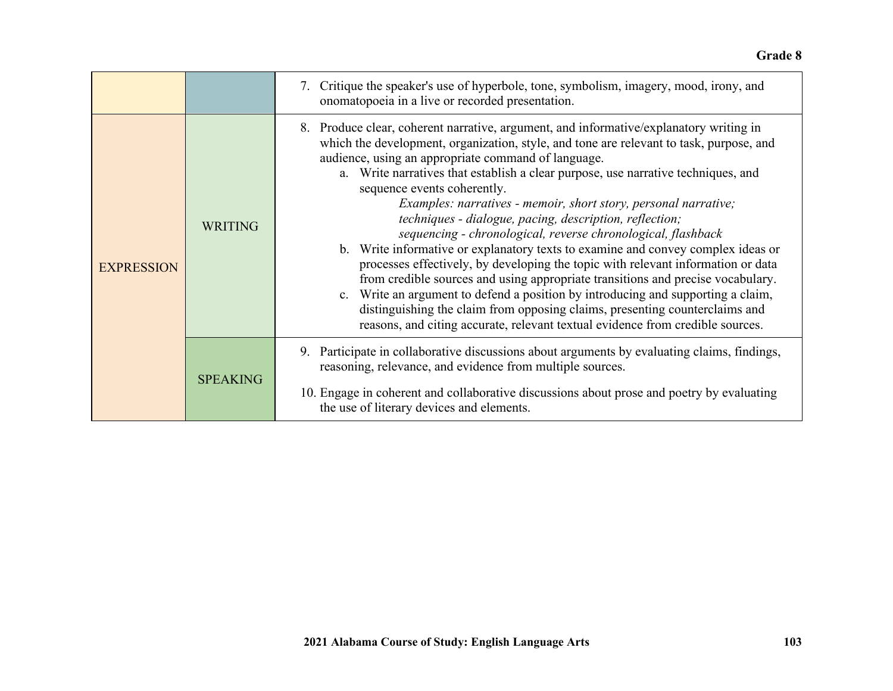| | | |
|---|---|---|
| | | 7. Critique the speaker's use of hyperbole, tone, symbolism, imagery, mood, irony, and onomatopoeia in a live or recorded presentation. |
| EXPRESSION | WRITING | 8. Produce clear, coherent narrative, argument, and informative/explanatory writing in which the development, organization, style, and tone are relevant to task, purpose, and audience, using an appropriate command of language.<br>a. Write narratives that establish a clear purpose, use narrative techniques, and sequence events coherently.<br>*Examples: narratives - memoir, short story, personal narrative; techniques - dialogue, pacing, description, reflection; sequencing - chronological, reverse chronological, flashback*<br>b. Write informative or explanatory texts to examine and convey complex ideas or processes effectively, by developing the topic with relevant information or data from credible sources and using appropriate transitions and precise vocabulary.<br>c. Write an argument to defend a position by introducing and supporting a claim, distinguishing the claim from opposing claims, presenting counterclaims and reasons, and citing accurate, relevant textual evidence from credible sources. |
| | SPEAKING | 9. Participate in collaborative discussions about arguments by evaluating claims, findings, reasoning, relevance, and evidence from multiple sources.<br>10. Engage in coherent and collaborative discussions about prose and poetry by evaluating the use of literary devices and elements. |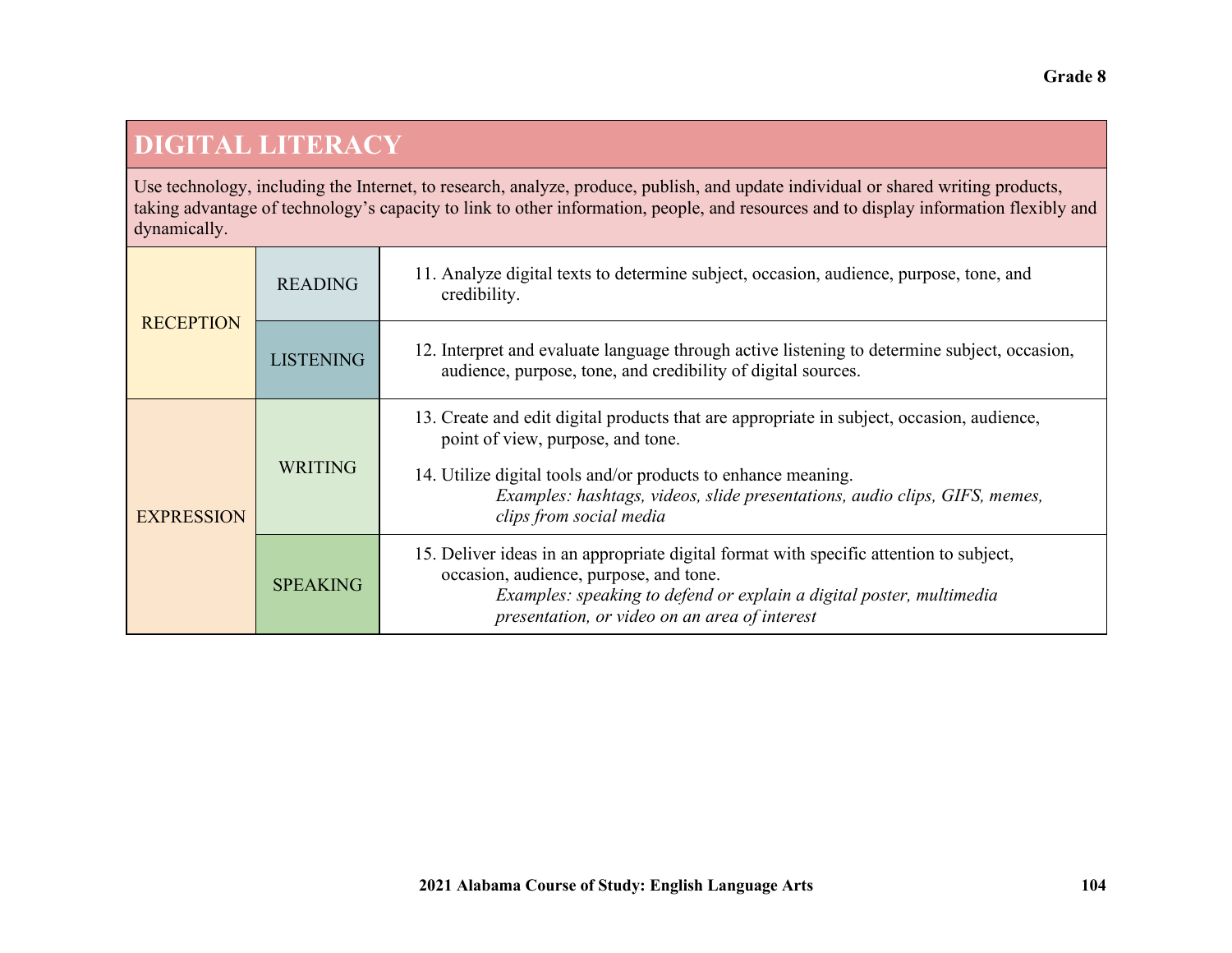## DIGITAL LITERACY

Use technology, including the Internet, to research, analyze, produce, publish, and update individual or shared writing products, taking advantage of technology's capacity to link to other information, people, and resources and to display information flexibly and dynamically.

| | | |
|---|---|---|
| RECEPTION | READING | 11. Analyze digital texts to determine subject, occasion, audience, purpose, tone, and credibility. |
| | LISTENING | 12. Interpret and evaluate language through active listening to determine subject, occasion, audience, purpose, tone, and credibility of digital sources. |
| EXPRESSION | WRITING | 13. Create and edit digital products that are appropriate in subject, occasion, audience, point of view, purpose, and tone.<br><br>14. Utilize digital tools and/or products to enhance meaning.<br>*Examples: hashtags, videos, slide presentations, audio clips, GIFS, memes, clips from social media* |
| | SPEAKING | 15. Deliver ideas in an appropriate digital format with specific attention to subject, occasion, audience, purpose, and tone.<br>*Examples: speaking to defend or explain a digital poster, multimedia presentation, or video on an area of interest* |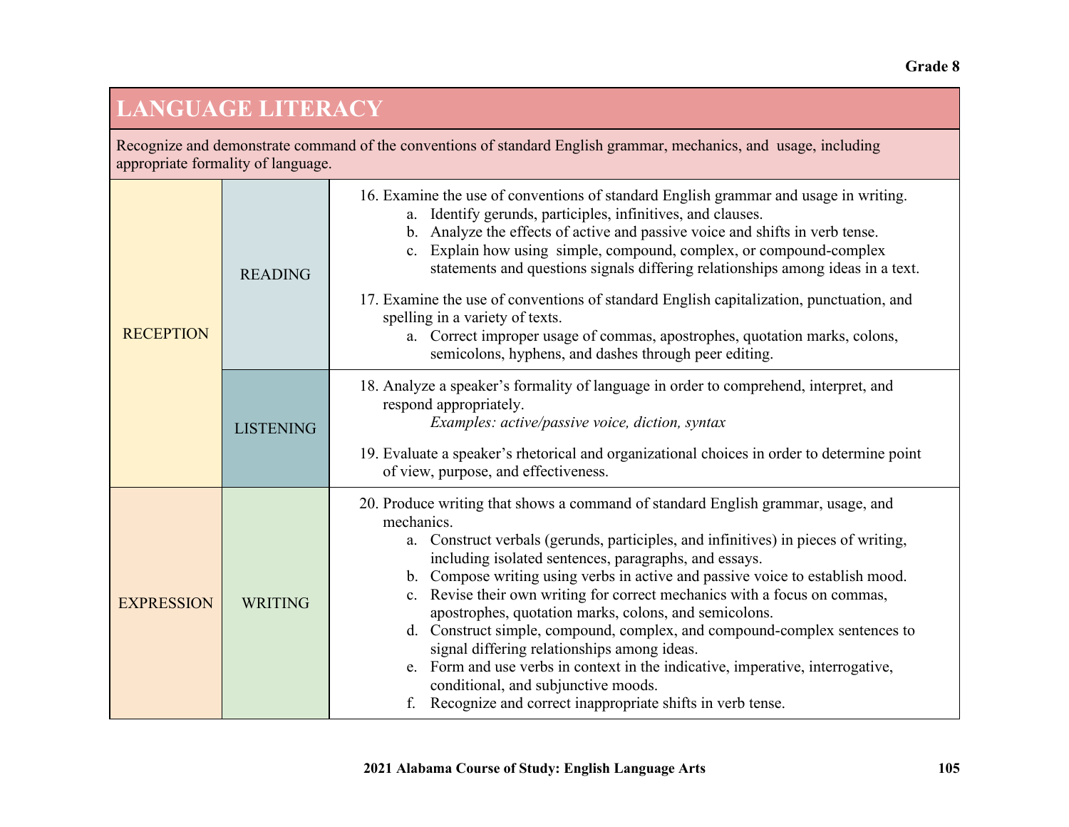## LANGUAGE LITERACY

Recognize and demonstrate command of the conventions of standard English grammar, mechanics, and usage, including appropriate formality of language.

| | | |
|---|---|---|
| RECEPTION | READING | 16. Examine the use of conventions of standard English grammar and usage in writing.<br>a. Identify gerunds, participles, infinitives, and clauses.<br>b. Analyze the effects of active and passive voice and shifts in verb tense.<br>c. Explain how using simple, compound, complex, or compound-complex statements and questions signals differing relationships among ideas in a text.<br><br>17. Examine the use of conventions of standard English capitalization, punctuation, and spelling in a variety of texts.<br>a. Correct improper usage of commas, apostrophes, quotation marks, colons, semicolons, hyphens, and dashes through peer editing. |
| | LISTENING | 18. Analyze a speaker's formality of language in order to comprehend, interpret, and respond appropriately.<br>*Examples: active/passive voice, diction, syntax*<br><br>19. Evaluate a speaker's rhetorical and organizational choices in order to determine point of view, purpose, and effectiveness. |
| EXPRESSION | WRITING | 20. Produce writing that shows a command of standard English grammar, usage, and mechanics.<br>a. Construct verbals (gerunds, participles, and infinitives) in pieces of writing, including isolated sentences, paragraphs, and essays.<br>b. Compose writing using verbs in active and passive voice to establish mood.<br>c. Revise their own writing for correct mechanics with a focus on commas, apostrophes, quotation marks, colons, and semicolons.<br>d. Construct simple, compound, complex, and compound-complex sentences to signal differing relationships among ideas.<br>e. Form and use verbs in context in the indicative, imperative, interrogative, conditional, and subjunctive moods.<br>f. Recognize and correct inappropriate shifts in verb tense. |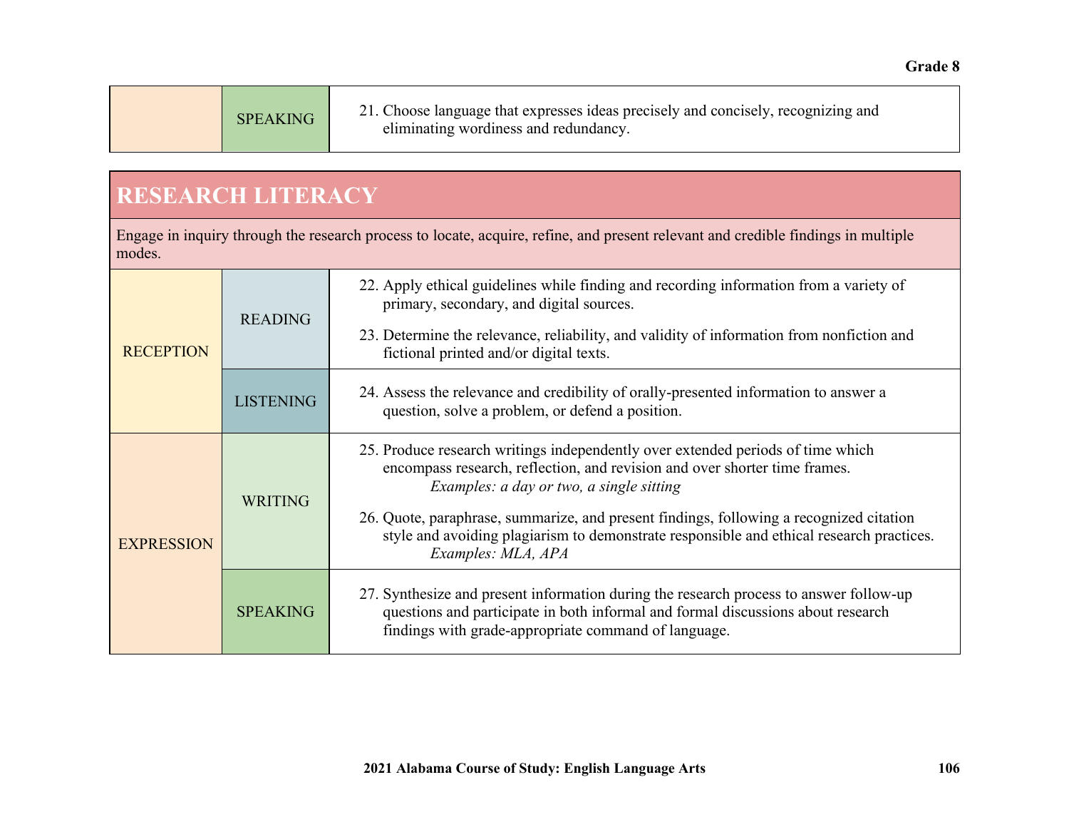| | | |
|---|---|---|
| | SPEAKING | 21. Choose language that expresses ideas precisely and concisely, recognizing and eliminating wordiness and redundancy. |

## RESEARCH LITERACY

Engage in inquiry through the research process to locate, acquire, refine, and present relevant and credible findings in multiple modes.

| | | |
|---|---|---|
| RECEPTION | READING | 22. Apply ethical guidelines while finding and recording information from a variety of primary, secondary, and digital sources.<br><br>23. Determine the relevance, reliability, and validity of information from nonfiction and fictional printed and/or digital texts. |
| | LISTENING | 24. Assess the relevance and credibility of orally-presented information to answer a question, solve a problem, or defend a position. |
| EXPRESSION | WRITING | 25. Produce research writings independently over extended periods of time which encompass research, reflection, and revision and over shorter time frames.<br>*Examples: a day or two, a single sitting*<br><br>26. Quote, paraphrase, summarize, and present findings, following a recognized citation style and avoiding plagiarism to demonstrate responsible and ethical research practices.<br>*Examples: MLA, APA* |
| | SPEAKING | 27. Synthesize and present information during the research process to answer follow-up questions and participate in both informal and formal discussions about research findings with grade-appropriate command of language. |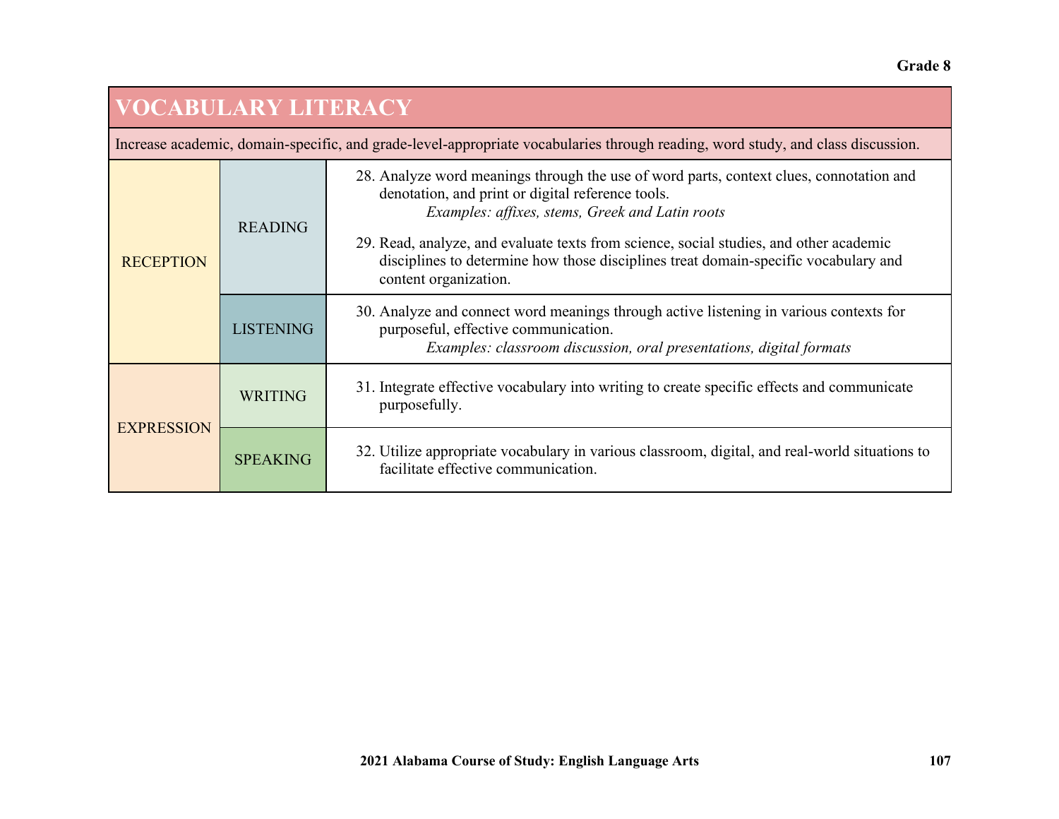| VOCABULARY LITERACY | | |
|---|---|---|
| Increase academic, domain-specific, and grade-level-appropriate vocabularies through reading, word study, and class discussion. | | |
| RECEPTION | READING | 28. Analyze word meanings through the use of word parts, context clues, connotation and denotation, and print or digital reference tools. *Examples: affixes, stems, Greek and Latin roots*<br><br>29. Read, analyze, and evaluate texts from science, social studies, and other academic disciplines to determine how those disciplines treat domain-specific vocabulary and content organization. |
| | LISTENING | 30. Analyze and connect word meanings through active listening in various contexts for purposeful, effective communication. *Examples: classroom discussion, oral presentations, digital formats* |
| EXPRESSION | WRITING | 31. Integrate effective vocabulary into writing to create specific effects and communicate purposefully. |
| | SPEAKING | 32. Utilize appropriate vocabulary in various classroom, digital, and real-world situations to facilitate effective communication. |